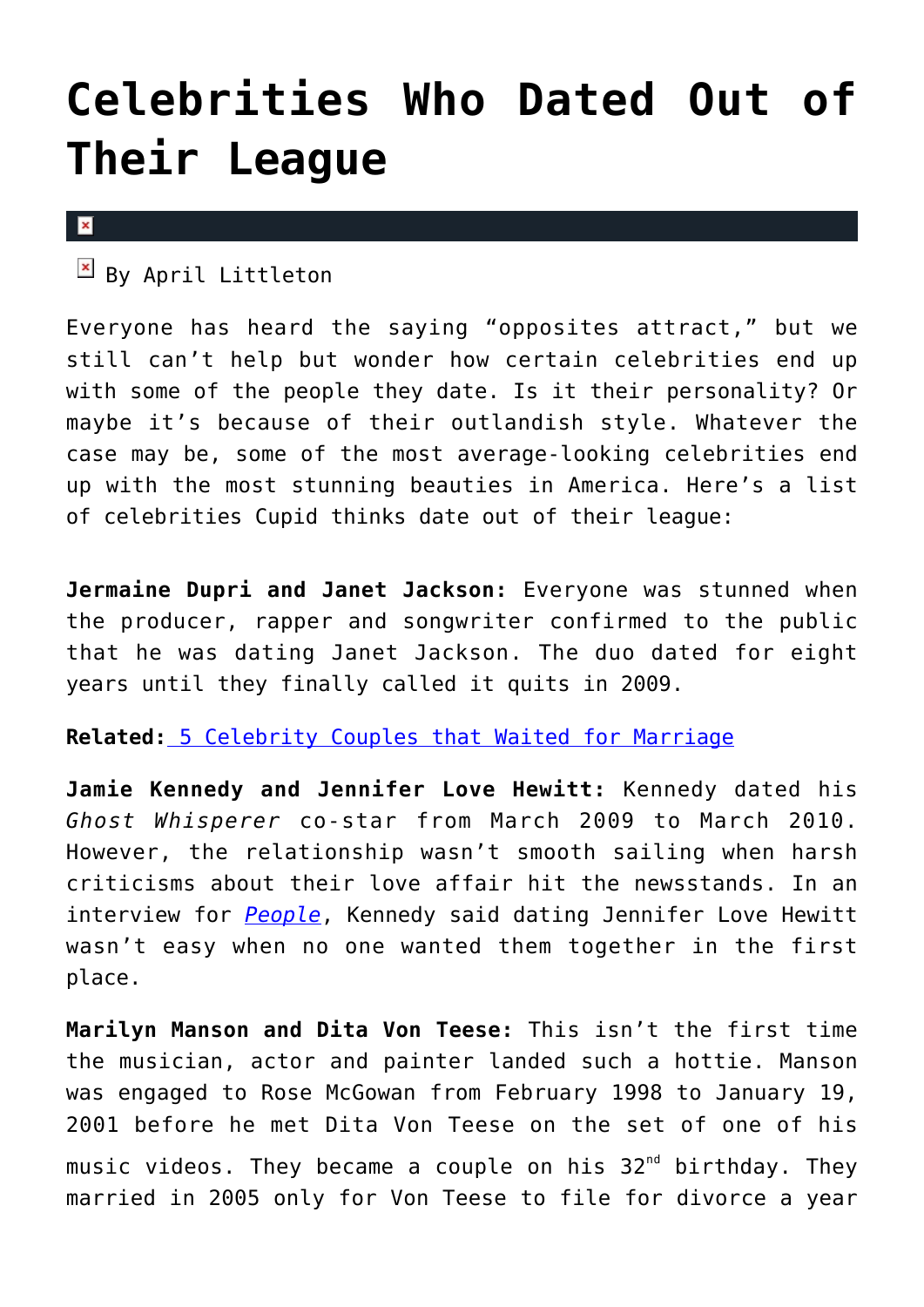# Celebrities Who Dated Out of Their League

By April Littleton

Everyone has heard the saying "opposites attract," but we still can't help but wonder how certain celebrities end up with some of the people they date. Is it their personality? Or maybe it's because of their outlandish style. Whatever the case may be, some of the most average-looking celebrities end up with the most stunning beauties in America. Here's a list of celebrities Cupid thinks date out of their league:

**Jermaine Dupri and Janet Jackson:** Everyone was stunned when the producer, rapper and songwriter confirmed to the public that he was dating Janet Jackson. The duo dated for eight years until they finally called it quits in 2009.

**Related:** 5 Celebrity Couples that Waited for Marriage

**Jamie Kennedy and Jennifer Love Hewitt:** Kennedy dated his *Ghost Whisperer* co-star from March 2009 to March 2010. However, the relationship wasn't smooth sailing when harsh criticisms about their love affair hit the newsstands. In an interview for *People*, Kennedy said dating Jennifer Love Hewitt wasn't easy when no one wanted them together in the first place.

**Marilyn Manson and Dita Von Teese:** This isn't the first time the musician, actor and painter landed such a hottie. Manson was engaged to Rose McGowan from February 1998 to January 19, 2001 before he met Dita Von Teese on the set of one of his music videos. They became a couple on his 32nd birthday. They married in 2005 only for Von Teese to file for divorce a year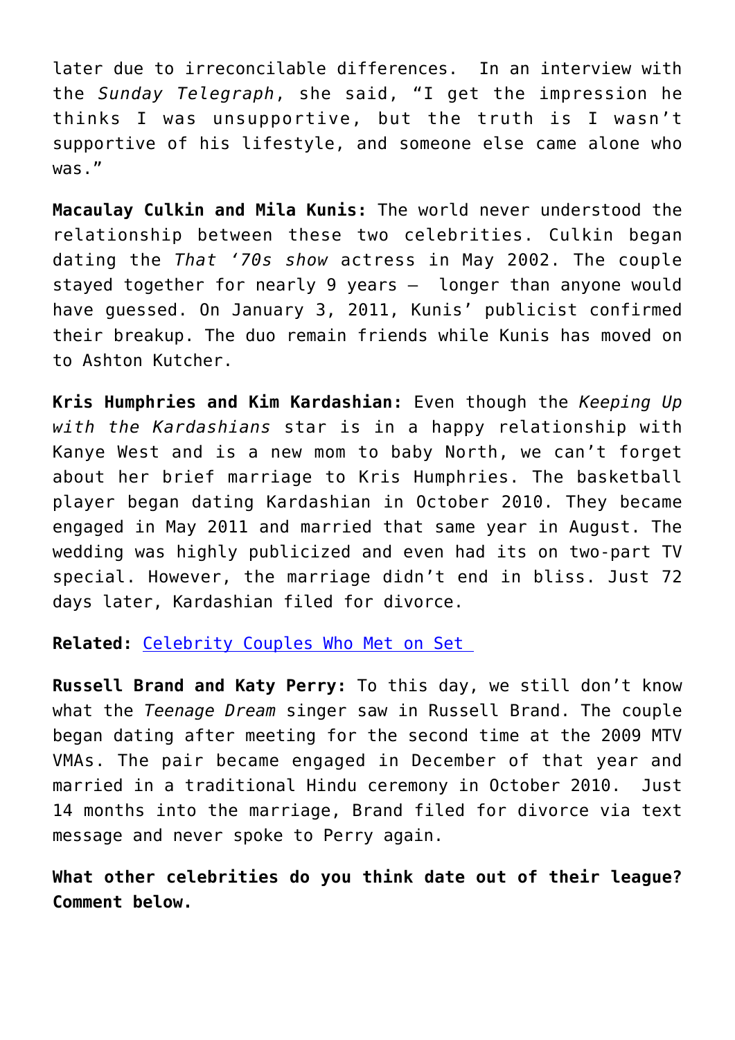later due to irreconcilable differences. In an interview with the *Sunday Telegraph*, she said, "I get the impression he thinks I was unsupportive, but the truth is I wasn't supportive of his lifestyle, and someone else came alone who was."

**Macaulay Culkin and Mila Kunis:** The world never understood the relationship between these two celebrities. Culkin began dating the *That '70s show* actress in May 2002. The couple stayed together for nearly 9 years – longer than anyone would have guessed. On January 3, 2011, Kunis' publicist confirmed their breakup. The duo remain friends while Kunis has moved on to Ashton Kutcher.

**Kris Humphries and Kim Kardashian:** Even though the *Keeping Up with the Kardashians* star is in a happy relationship with Kanye West and is a new mom to baby North, we can't forget about her brief marriage to Kris Humphries. The basketball player began dating Kardashian in October 2010. They became engaged in May 2011 and married that same year in August. The wedding was highly publicized and even had its on two-part TV special. However, the marriage didn't end in bliss. Just 72 days later, Kardashian filed for divorce.

**Related:** [Celebrity Couples Who Met on Set]

**Russell Brand and Katy Perry:** To this day, we still don't know what the *Teenage Dream* singer saw in Russell Brand. The couple began dating after meeting for the second time at the 2009 MTV VMAs. The pair became engaged in December of that year and married in a traditional Hindu ceremony in October 2010. Just 14 months into the marriage, Brand filed for divorce via text message and never spoke to Perry again.

**What other celebrities do you think date out of their league? Comment below.**